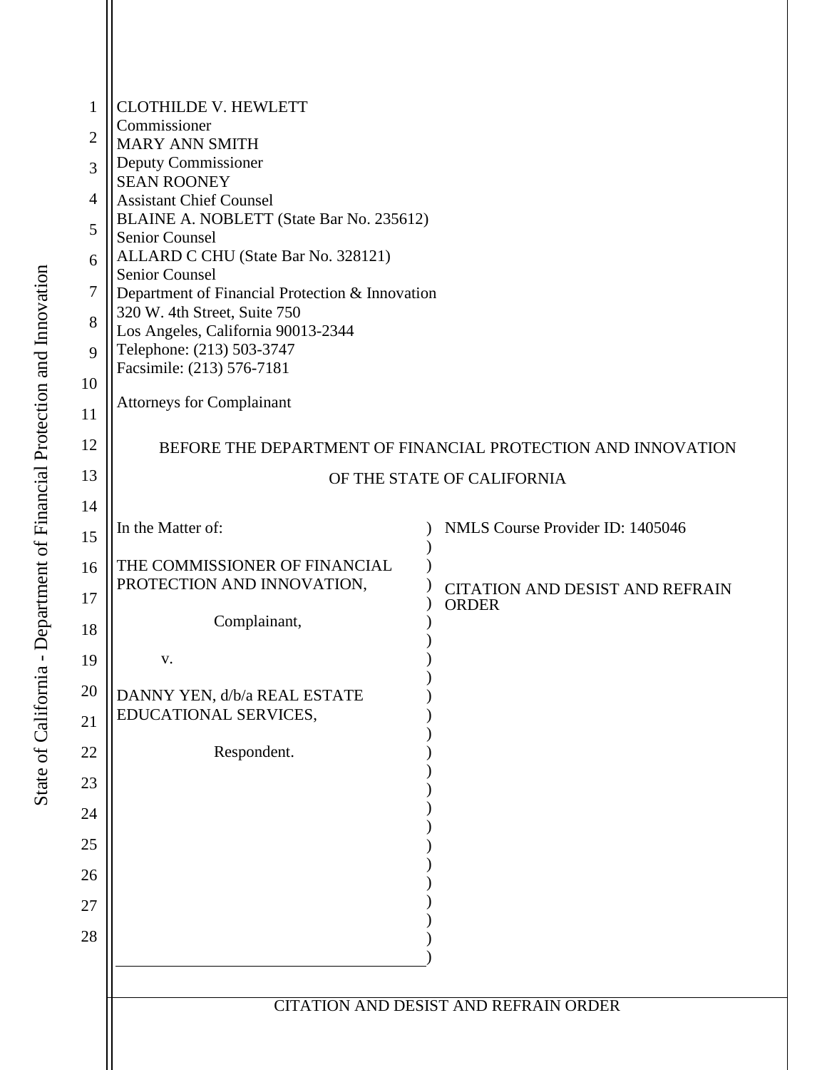CLOTHILDE V. HEWLETT
Commissioner
MARY ANN SMITH
Deputy Commissioner
SEAN ROONEY
Assistant Chief Counsel
BLAINE A. NOBLETT (State Bar No. 235612)
Senior Counsel
ALLARD C CHU (State Bar No. 328121)
Senior Counsel
Department of Financial Protection & Innovation
320 W. 4th Street, Suite 750
Los Angeles, California 90013-2344
Telephone: (213) 503-3747
Facsimile: (213) 576-7181

Attorneys for Complainant

BEFORE THE DEPARTMENT OF FINANCIAL PROTECTION AND INNOVATION

OF THE STATE OF CALIFORNIA

| | |
|---|---|
| In the Matter of:<br><br>THE COMMISSIONER OF FINANCIAL PROTECTION AND INNOVATION,<br><br>Complainant,<br><br>v.<br><br>DANNY YEN, d/b/a REAL ESTATE EDUCATIONAL SERVICES,<br><br>Respondent. | NMLS Course Provider ID: 1405046<br><br>CITATION AND DESIST AND REFRAIN ORDER |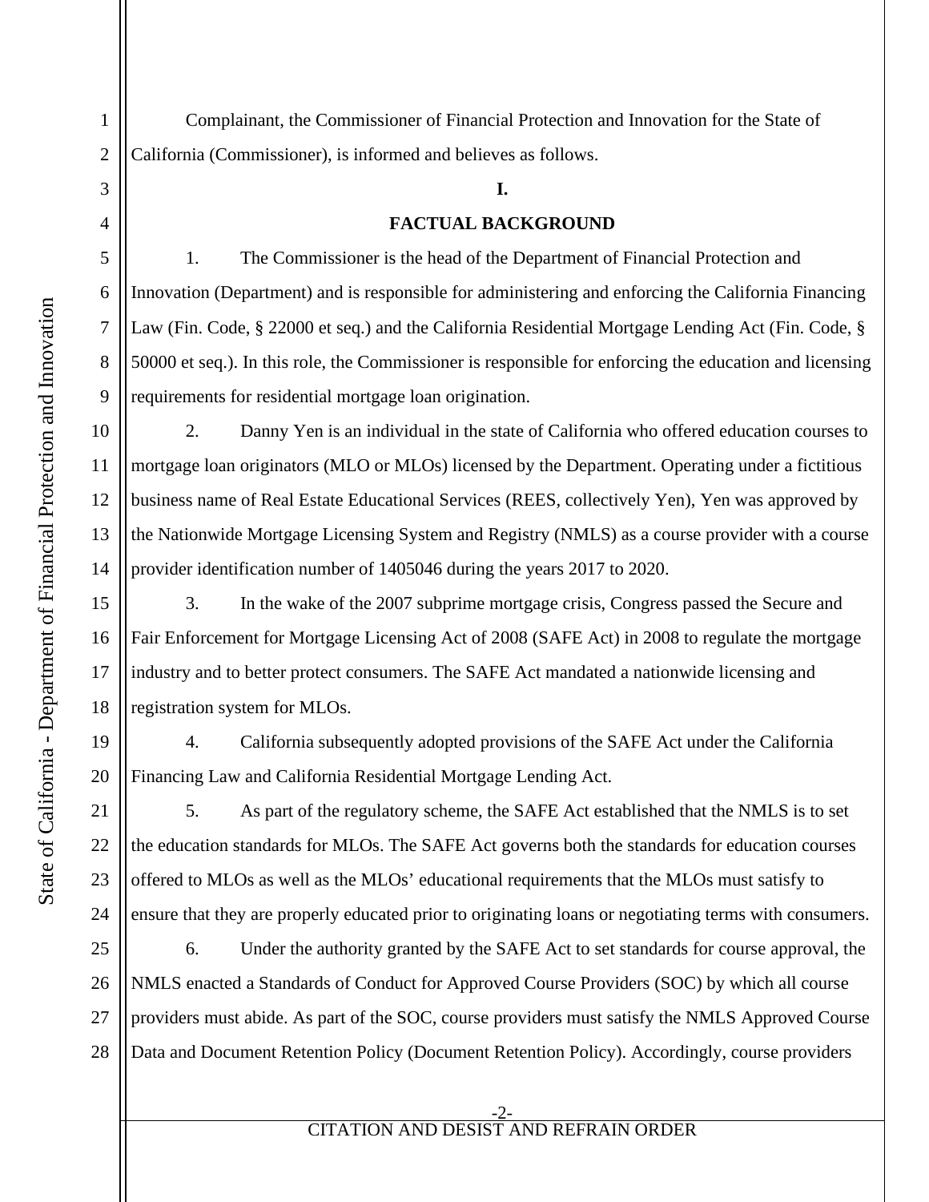Complainant, the Commissioner of Financial Protection and Innovation for the State of California (Commissioner), is informed and believes as follows.

## I.

## FACTUAL BACKGROUND

1. The Commissioner is the head of the Department of Financial Protection and Innovation (Department) and is responsible for administering and enforcing the California Financing Law (Fin. Code, § 22000 et seq.) and the California Residential Mortgage Lending Act (Fin. Code, § 50000 et seq.). In this role, the Commissioner is responsible for enforcing the education and licensing requirements for residential mortgage loan origination.

2. Danny Yen is an individual in the state of California who offered education courses to mortgage loan originators (MLO or MLOs) licensed by the Department. Operating under a fictitious business name of Real Estate Educational Services (REES, collectively Yen), Yen was approved by the Nationwide Mortgage Licensing System and Registry (NMLS) as a course provider with a course provider identification number of 1405046 during the years 2017 to 2020.

3. In the wake of the 2007 subprime mortgage crisis, Congress passed the Secure and Fair Enforcement for Mortgage Licensing Act of 2008 (SAFE Act) in 2008 to regulate the mortgage industry and to better protect consumers. The SAFE Act mandated a nationwide licensing and registration system for MLOs.

4. California subsequently adopted provisions of the SAFE Act under the California Financing Law and California Residential Mortgage Lending Act.

5. As part of the regulatory scheme, the SAFE Act established that the NMLS is to set the education standards for MLOs. The SAFE Act governs both the standards for education courses offered to MLOs as well as the MLOs' educational requirements that the MLOs must satisfy to ensure that they are properly educated prior to originating loans or negotiating terms with consumers.

6. Under the authority granted by the SAFE Act to set standards for course approval, the NMLS enacted a Standards of Conduct for Approved Course Providers (SOC) by which all course providers must abide. As part of the SOC, course providers must satisfy the NMLS Approved Course Data and Document Retention Policy (Document Retention Policy). Accordingly, course providers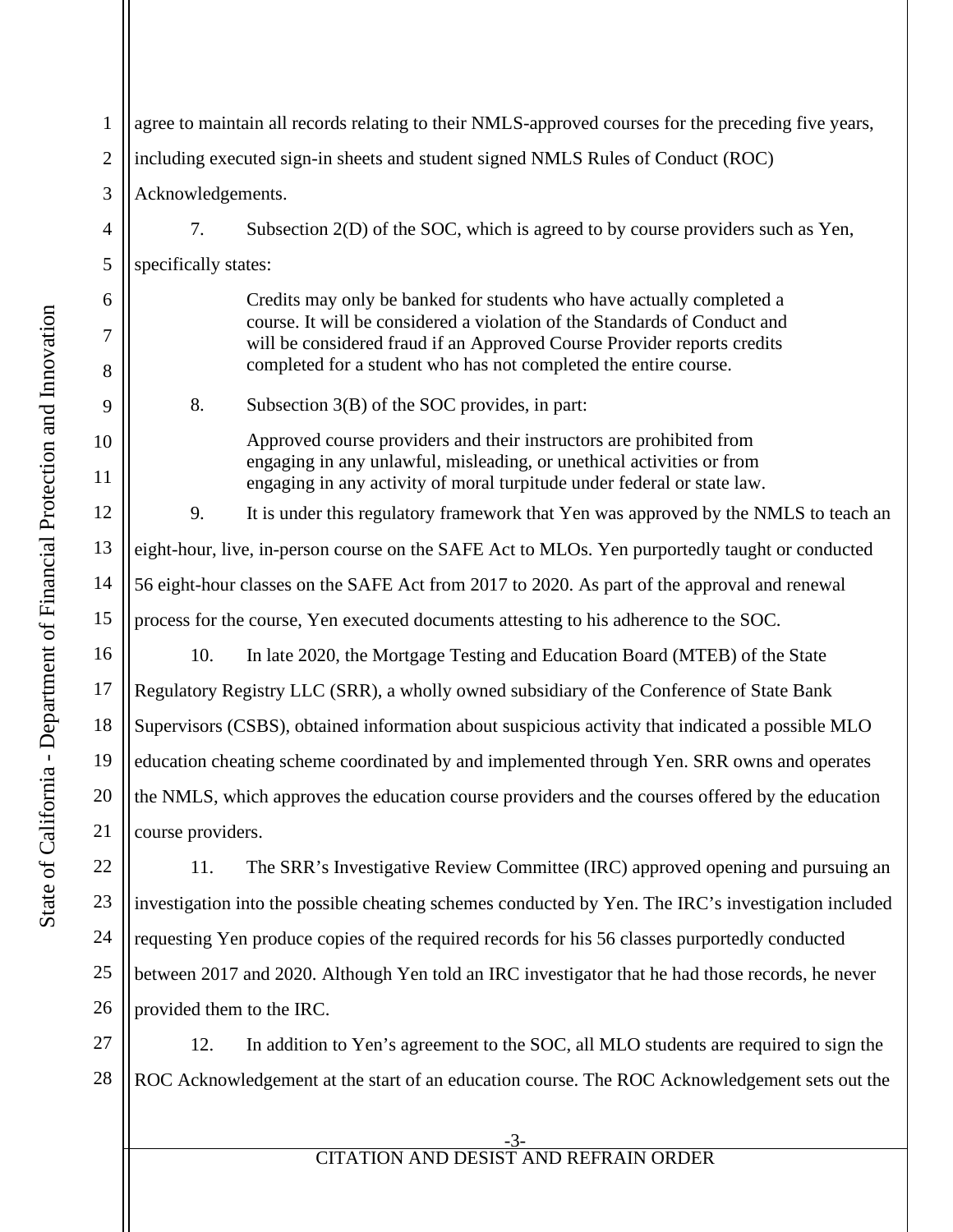agree to maintain all records relating to their NMLS-approved courses for the preceding five years, including executed sign-in sheets and student signed NMLS Rules of Conduct (ROC) Acknowledgements.

7. Subsection 2(D) of the SOC, which is agreed to by course providers such as Yen, specifically states:

> Credits may only be banked for students who have actually completed a course. It will be considered a violation of the Standards of Conduct and will be considered fraud if an Approved Course Provider reports credits completed for a student who has not completed the entire course.

8. Subsection 3(B) of the SOC provides, in part:

> Approved course providers and their instructors are prohibited from engaging in any unlawful, misleading, or unethical activities or from engaging in any activity of moral turpitude under federal or state law.

9. It is under this regulatory framework that Yen was approved by the NMLS to teach an eight-hour, live, in-person course on the SAFE Act to MLOs. Yen purportedly taught or conducted 56 eight-hour classes on the SAFE Act from 2017 to 2020. As part of the approval and renewal process for the course, Yen executed documents attesting to his adherence to the SOC.

10. In late 2020, the Mortgage Testing and Education Board (MTEB) of the State Regulatory Registry LLC (SRR), a wholly owned subsidiary of the Conference of State Bank Supervisors (CSBS), obtained information about suspicious activity that indicated a possible MLO education cheating scheme coordinated by and implemented through Yen. SRR owns and operates the NMLS, which approves the education course providers and the courses offered by the education course providers.

11. The SRR's Investigative Review Committee (IRC) approved opening and pursuing an investigation into the possible cheating schemes conducted by Yen. The IRC's investigation included requesting Yen produce copies of the required records for his 56 classes purportedly conducted between 2017 and 2020. Although Yen told an IRC investigator that he had those records, he never provided them to the IRC.

12. In addition to Yen's agreement to the SOC, all MLO students are required to sign the ROC Acknowledgement at the start of an education course. The ROC Acknowledgement sets out the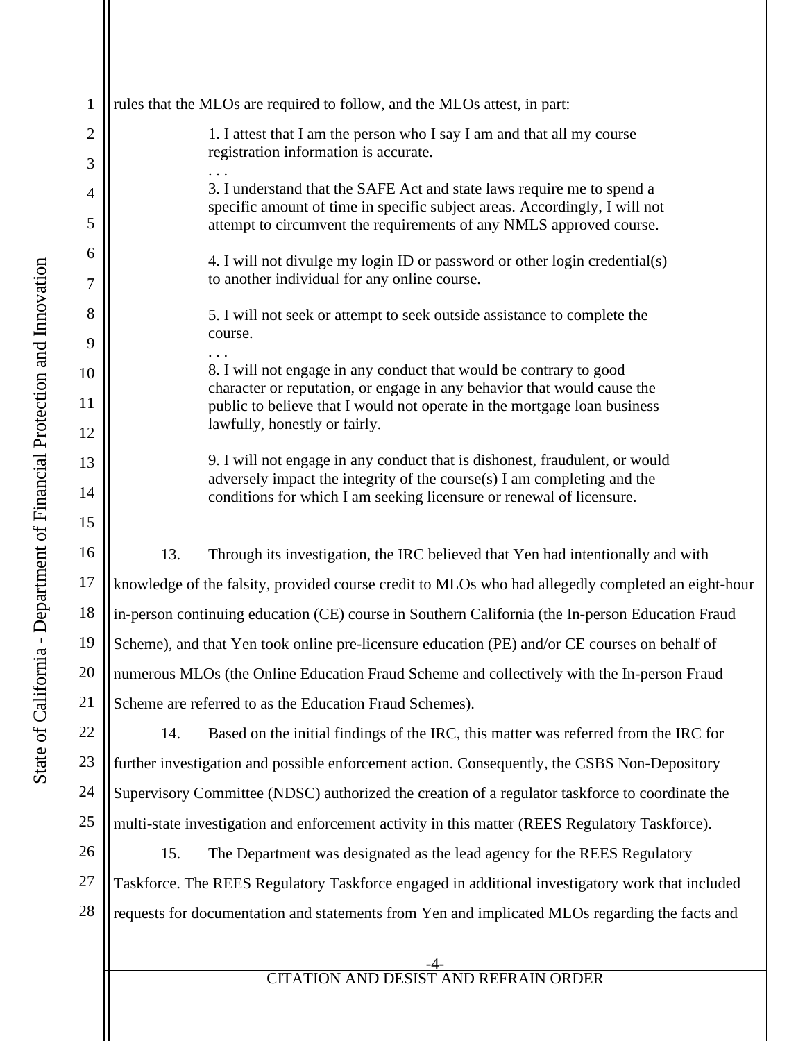rules that the MLOs are required to follow, and the MLOs attest, in part:

> 1. I attest that I am the person who I say I am and that all my course registration information is accurate.
>
> . . .
>
> 3. I understand that the SAFE Act and state laws require me to spend a specific amount of time in specific subject areas. Accordingly, I will not attempt to circumvent the requirements of any NMLS approved course.
>
> 4. I will not divulge my login ID or password or other login credential(s) to another individual for any online course.
>
> 5. I will not seek or attempt to seek outside assistance to complete the course.
>
> . . .
>
> 8. I will not engage in any conduct that would be contrary to good character or reputation, or engage in any behavior that would cause the public to believe that I would not operate in the mortgage loan business lawfully, honestly or fairly.
>
> 9. I will not engage in any conduct that is dishonest, fraudulent, or would adversely impact the integrity of the course(s) I am completing and the conditions for which I am seeking licensure or renewal of licensure.

13. Through its investigation, the IRC believed that Yen had intentionally and with knowledge of the falsity, provided course credit to MLOs who had allegedly completed an eight-hour in-person continuing education (CE) course in Southern California (the In-person Education Fraud Scheme), and that Yen took online pre-licensure education (PE) and/or CE courses on behalf of numerous MLOs (the Online Education Fraud Scheme and collectively with the In-person Fraud Scheme are referred to as the Education Fraud Schemes).

14. Based on the initial findings of the IRC, this matter was referred from the IRC for further investigation and possible enforcement action. Consequently, the CSBS Non-Depository Supervisory Committee (NDSC) authorized the creation of a regulator taskforce to coordinate the multi-state investigation and enforcement activity in this matter (REES Regulatory Taskforce).

15. The Department was designated as the lead agency for the REES Regulatory Taskforce. The REES Regulatory Taskforce engaged in additional investigatory work that included requests for documentation and statements from Yen and implicated MLOs regarding the facts and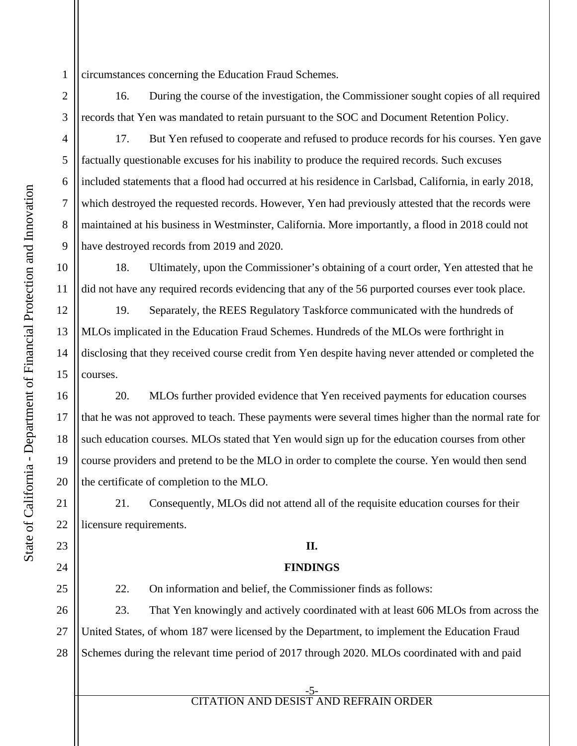circumstances concerning the Education Fraud Schemes.

16. During the course of the investigation, the Commissioner sought copies of all required records that Yen was mandated to retain pursuant to the SOC and Document Retention Policy.

17. But Yen refused to cooperate and refused to produce records for his courses. Yen gave factually questionable excuses for his inability to produce the required records. Such excuses included statements that a flood had occurred at his residence in Carlsbad, California, in early 2018, which destroyed the requested records. However, Yen had previously attested that the records were maintained at his business in Westminster, California. More importantly, a flood in 2018 could not have destroyed records from 2019 and 2020.

18. Ultimately, upon the Commissioner's obtaining of a court order, Yen attested that he did not have any required records evidencing that any of the 56 purported courses ever took place.

19. Separately, the REES Regulatory Taskforce communicated with the hundreds of MLOs implicated in the Education Fraud Schemes. Hundreds of the MLOs were forthright in disclosing that they received course credit from Yen despite having never attended or completed the courses.

20. MLOs further provided evidence that Yen received payments for education courses that he was not approved to teach. These payments were several times higher than the normal rate for such education courses. MLOs stated that Yen would sign up for the education courses from other course providers and pretend to be the MLO in order to complete the course. Yen would then send the certificate of completion to the MLO.

21. Consequently, MLOs did not attend all of the requisite education courses for their licensure requirements.

## II.

## FINDINGS

22. On information and belief, the Commissioner finds as follows:

23. That Yen knowingly and actively coordinated with at least 606 MLOs from across the United States, of whom 187 were licensed by the Department, to implement the Education Fraud Schemes during the relevant time period of 2017 through 2020. MLOs coordinated with and paid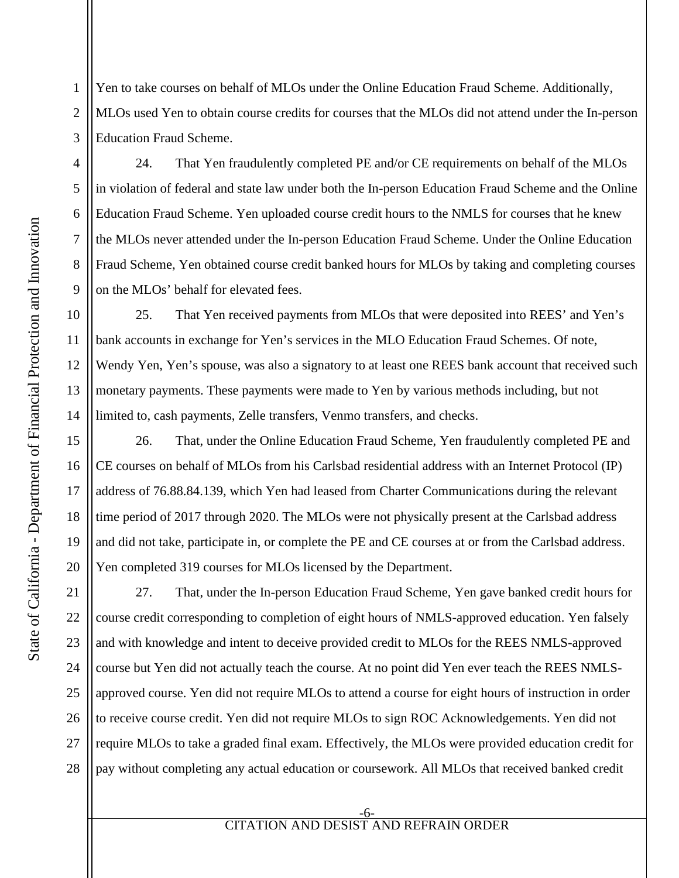Yen to take courses on behalf of MLOs under the Online Education Fraud Scheme. Additionally, MLOs used Yen to obtain course credits for courses that the MLOs did not attend under the In-person Education Fraud Scheme.

24. That Yen fraudulently completed PE and/or CE requirements on behalf of the MLOs in violation of federal and state law under both the In-person Education Fraud Scheme and the Online Education Fraud Scheme. Yen uploaded course credit hours to the NMLS for courses that he knew the MLOs never attended under the In-person Education Fraud Scheme. Under the Online Education Fraud Scheme, Yen obtained course credit banked hours for MLOs by taking and completing courses on the MLOs' behalf for elevated fees.

25. That Yen received payments from MLOs that were deposited into REES' and Yen's bank accounts in exchange for Yen's services in the MLO Education Fraud Schemes. Of note, Wendy Yen, Yen's spouse, was also a signatory to at least one REES bank account that received such monetary payments. These payments were made to Yen by various methods including, but not limited to, cash payments, Zelle transfers, Venmo transfers, and checks.

26. That, under the Online Education Fraud Scheme, Yen fraudulently completed PE and CE courses on behalf of MLOs from his Carlsbad residential address with an Internet Protocol (IP) address of 76.88.84.139, which Yen had leased from Charter Communications during the relevant time period of 2017 through 2020. The MLOs were not physically present at the Carlsbad address and did not take, participate in, or complete the PE and CE courses at or from the Carlsbad address. Yen completed 319 courses for MLOs licensed by the Department.

27. That, under the In-person Education Fraud Scheme, Yen gave banked credit hours for course credit corresponding to completion of eight hours of NMLS-approved education. Yen falsely and with knowledge and intent to deceive provided credit to MLOs for the REES NMLS-approved course but Yen did not actually teach the course. At no point did Yen ever teach the REES NMLS-approved course. Yen did not require MLOs to attend a course for eight hours of instruction in order to receive course credit. Yen did not require MLOs to sign ROC Acknowledgements. Yen did not require MLOs to take a graded final exam. Effectively, the MLOs were provided education credit for pay without completing any actual education or coursework. All MLOs that received banked credit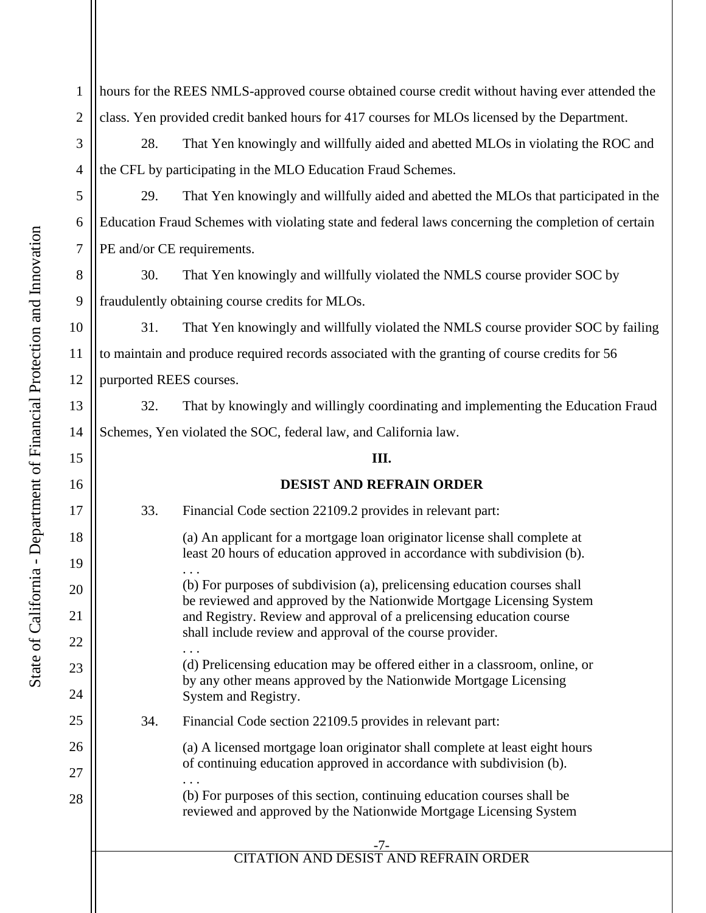hours for the REES NMLS-approved course obtained course credit without having ever attended the class. Yen provided credit banked hours for 417 courses for MLOs licensed by the Department.

28. That Yen knowingly and willfully aided and abetted MLOs in violating the ROC and the CFL by participating in the MLO Education Fraud Schemes.

29. That Yen knowingly and willfully aided and abetted the MLOs that participated in the Education Fraud Schemes with violating state and federal laws concerning the completion of certain PE and/or CE requirements.

30. That Yen knowingly and willfully violated the NMLS course provider SOC by fraudulently obtaining course credits for MLOs.

31. That Yen knowingly and willfully violated the NMLS course provider SOC by failing to maintain and produce required records associated with the granting of course credits for 56 purported REES courses.

32. That by knowingly and willingly coordinating and implementing the Education Fraud Schemes, Yen violated the SOC, federal law, and California law.

## III.

## DESIST AND REFRAIN ORDER

33. Financial Code section 22109.2 provides in relevant part:

> (a) An applicant for a mortgage loan originator license shall complete at least 20 hours of education approved in accordance with subdivision (b).
>
> . . .
>
> (b) For purposes of subdivision (a), prelicensing education courses shall be reviewed and approved by the Nationwide Mortgage Licensing System and Registry. Review and approval of a prelicensing education course shall include review and approval of the course provider.
>
> . . .
>
> (d) Prelicensing education may be offered either in a classroom, online, or by any other means approved by the Nationwide Mortgage Licensing System and Registry.

34. Financial Code section 22109.5 provides in relevant part:

> (a) A licensed mortgage loan originator shall complete at least eight hours of continuing education approved in accordance with subdivision (b).
>
> . . .
>
> (b) For purposes of this section, continuing education courses shall be reviewed and approved by the Nationwide Mortgage Licensing System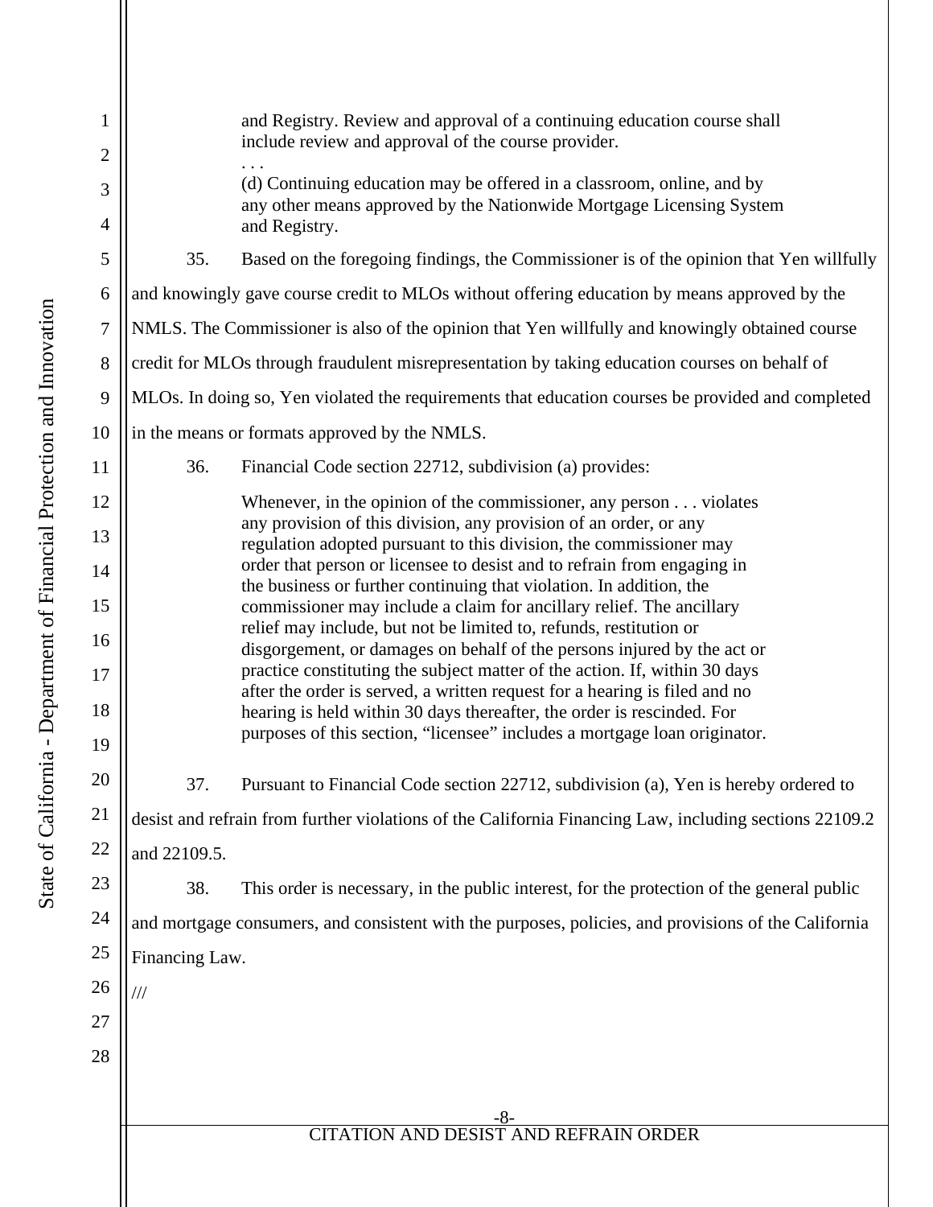> and Registry. Review and approval of a continuing education course shall include review and approval of the course provider.
>
> . . .
>
> (d) Continuing education may be offered in a classroom, online, and by any other means approved by the Nationwide Mortgage Licensing System and Registry.

35. Based on the foregoing findings, the Commissioner is of the opinion that Yen willfully and knowingly gave course credit to MLOs without offering education by means approved by the NMLS. The Commissioner is also of the opinion that Yen willfully and knowingly obtained course credit for MLOs through fraudulent misrepresentation by taking education courses on behalf of MLOs. In doing so, Yen violated the requirements that education courses be provided and completed in the means or formats approved by the NMLS.

36. Financial Code section 22712, subdivision (a) provides:

> Whenever, in the opinion of the commissioner, any person . . . violates any provision of this division, any provision of an order, or any regulation adopted pursuant to this division, the commissioner may order that person or licensee to desist and to refrain from engaging in the business or further continuing that violation. In addition, the commissioner may include a claim for ancillary relief. The ancillary relief may include, but not be limited to, refunds, restitution or disgorgement, or damages on behalf of the persons injured by the act or practice constituting the subject matter of the action. If, within 30 days after the order is served, a written request for a hearing is filed and no hearing is held within 30 days thereafter, the order is rescinded. For purposes of this section, "licensee" includes a mortgage loan originator.

37. Pursuant to Financial Code section 22712, subdivision (a), Yen is hereby ordered to desist and refrain from further violations of the California Financing Law, including sections 22109.2 and 22109.5.

38. This order is necessary, in the public interest, for the protection of the general public and mortgage consumers, and consistent with the purposes, policies, and provisions of the California Financing Law.

///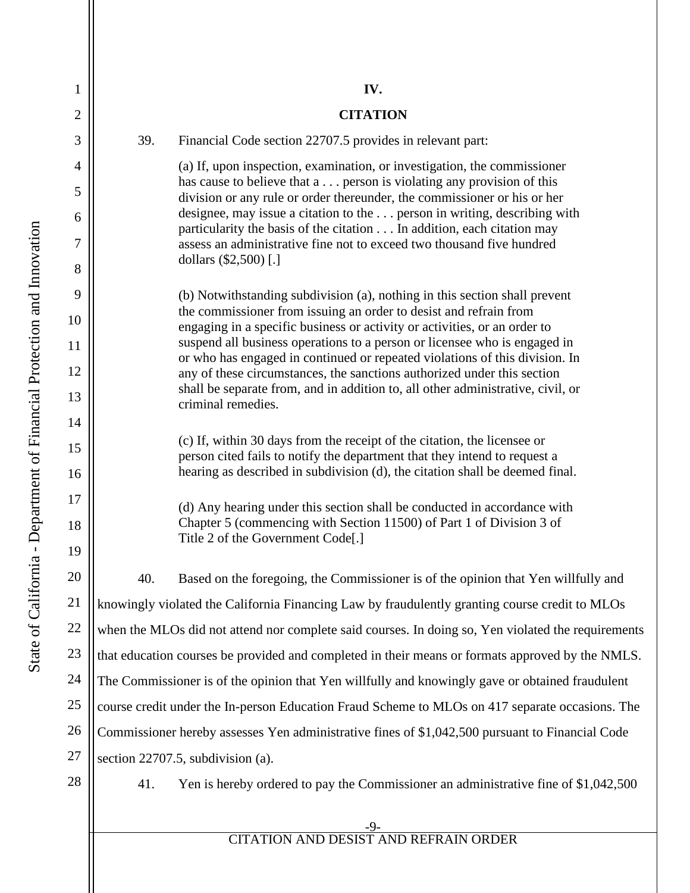# IV.

## CITATION

39. Financial Code section 22707.5 provides in relevant part:

> (a) If, upon inspection, examination, or investigation, the commissioner has cause to believe that a . . . person is violating any provision of this division or any rule or order thereunder, the commissioner or his or her designee, may issue a citation to the . . . person in writing, describing with particularity the basis of the citation . . . In addition, each citation may assess an administrative fine not to exceed two thousand five hundred dollars ($2,500) [.]
>
> (b) Notwithstanding subdivision (a), nothing in this section shall prevent the commissioner from issuing an order to desist and refrain from engaging in a specific business or activity or activities, or an order to suspend all business operations to a person or licensee who is engaged in or who has engaged in continued or repeated violations of this division. In any of these circumstances, the sanctions authorized under this section shall be separate from, and in addition to, all other administrative, civil, or criminal remedies.
>
> (c) If, within 30 days from the receipt of the citation, the licensee or person cited fails to notify the department that they intend to request a hearing as described in subdivision (d), the citation shall be deemed final.
>
> (d) Any hearing under this section shall be conducted in accordance with Chapter 5 (commencing with Section 11500) of Part 1 of Division 3 of Title 2 of the Government Code[.]

40. Based on the foregoing, the Commissioner is of the opinion that Yen willfully and knowingly violated the California Financing Law by fraudulently granting course credit to MLOs when the MLOs did not attend nor complete said courses. In doing so, Yen violated the requirements that education courses be provided and completed in their means or formats approved by the NMLS. The Commissioner is of the opinion that Yen willfully and knowingly gave or obtained fraudulent course credit under the In-person Education Fraud Scheme to MLOs on 417 separate occasions. The Commissioner hereby assesses Yen administrative fines of $1,042,500 pursuant to Financial Code section 22707.5, subdivision (a).

41. Yen is hereby ordered to pay the Commissioner an administrative fine of $1,042,500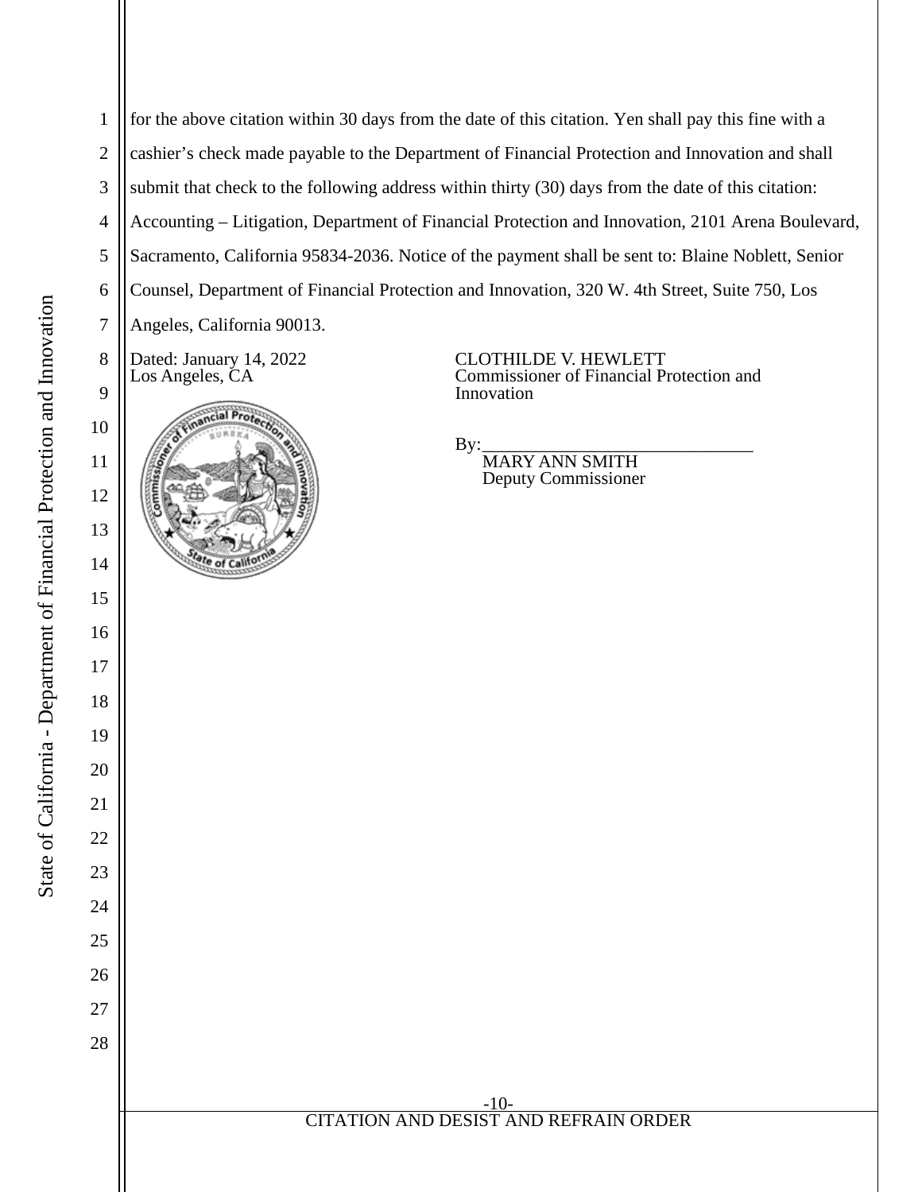for the above citation within 30 days from the date of this citation. Yen shall pay this fine with a cashier's check made payable to the Department of Financial Protection and Innovation and shall submit that check to the following address within thirty (30) days from the date of this citation: Accounting – Litigation, Department of Financial Protection and Innovation, 2101 Arena Boulevard, Sacramento, California 95834-2036. Notice of the payment shall be sent to: Blaine Noblett, Senior Counsel, Department of Financial Protection and Innovation, 320 W. 4th Street, Suite 750, Los Angeles, California 90013.

Dated: January 14, 2022
Los Angeles, CA

CLOTHILDE V. HEWLETT
Commissioner of Financial Protection and Innovation

By:______________________________
MARY ANN SMITH
Deputy Commissioner